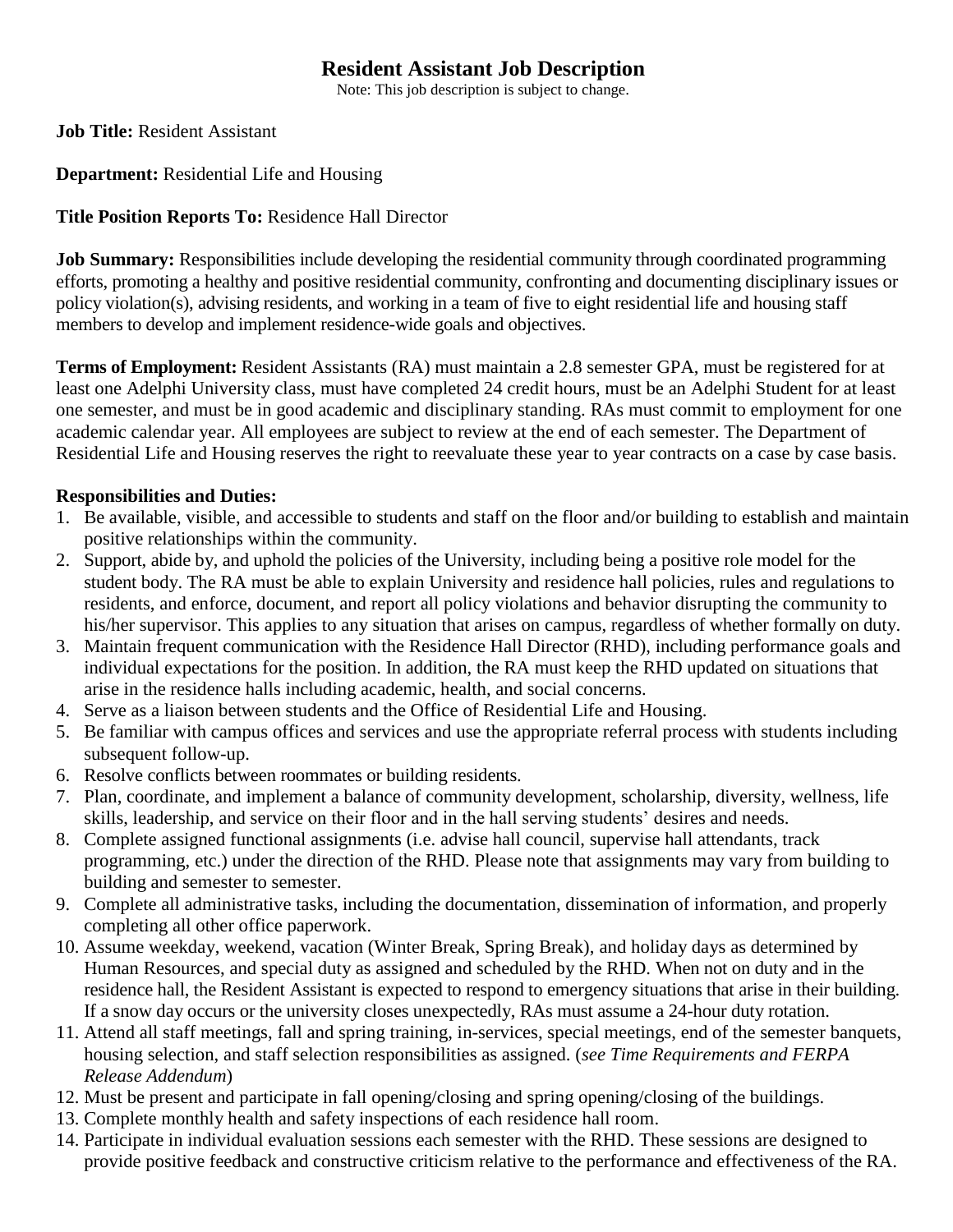# Resident Assistant Job Description

Note: This job description is subject to change.

**Job Title:** Resident Assistant

**Department:** Residential Life and Housing

**Title Position Reports To:** Residence Hall Director

**Job Summary:** Responsibilities include developing the residential community through coordinated programming efforts, promoting a healthy and positive residential community, confronting and documenting disciplinary issues or policy violation(s), advising residents, and working in a team of five to eight residential life and housing staff members to develop and implement residence-wide goals and objectives.

**Terms of Employment:** Resident Assistants (RA) must maintain a 2.8 semester GPA, must be registered for at least one Adelphi University class, must have completed 24 credit hours, must be an Adelphi Student for at least one semester, and must be in good academic and disciplinary standing. RAs must commit to employment for one academic calendar year. All employees are subject to review at the end of each semester. The Department of Residential Life and Housing reserves the right to reevaluate these year to year contracts on a case by case basis.

**Responsibilities and Duties:**

1. Be available, visible, and accessible to students and staff on the floor and/or building to establish and maintain positive relationships within the community.
2. Support, abide by, and uphold the policies of the University, including being a positive role model for the student body. The RA must be able to explain University and residence hall policies, rules and regulations to residents, and enforce, document, and report all policy violations and behavior disrupting the community to his/her supervisor. This applies to any situation that arises on campus, regardless of whether formally on duty.
3. Maintain frequent communication with the Residence Hall Director (RHD), including performance goals and individual expectations for the position. In addition, the RA must keep the RHD updated on situations that arise in the residence halls including academic, health, and social concerns.
4. Serve as a liaison between students and the Office of Residential Life and Housing.
5. Be familiar with campus offices and services and use the appropriate referral process with students including subsequent follow-up.
6. Resolve conflicts between roommates or building residents.
7. Plan, coordinate, and implement a balance of community development, scholarship, diversity, wellness, life skills, leadership, and service on their floor and in the hall serving students' desires and needs.
8. Complete assigned functional assignments (i.e. advise hall council, supervise hall attendants, track programming, etc.) under the direction of the RHD. Please note that assignments may vary from building to building and semester to semester.
9. Complete all administrative tasks, including the documentation, dissemination of information, and properly completing all other office paperwork.
10. Assume weekday, weekend, vacation (Winter Break, Spring Break), and holiday days as determined by Human Resources, and special duty as assigned and scheduled by the RHD. When not on duty and in the residence hall, the Resident Assistant is expected to respond to emergency situations that arise in their building. If a snow day occurs or the university closes unexpectedly, RAs must assume a 24-hour duty rotation.
11. Attend all staff meetings, fall and spring training, in-services, special meetings, end of the semester banquets, housing selection, and staff selection responsibilities as assigned. (*see Time Requirements and FERPA Release Addendum*)
12. Must be present and participate in fall opening/closing and spring opening/closing of the buildings.
13. Complete monthly health and safety inspections of each residence hall room.
14. Participate in individual evaluation sessions each semester with the RHD. These sessions are designed to provide positive feedback and constructive criticism relative to the performance and effectiveness of the RA.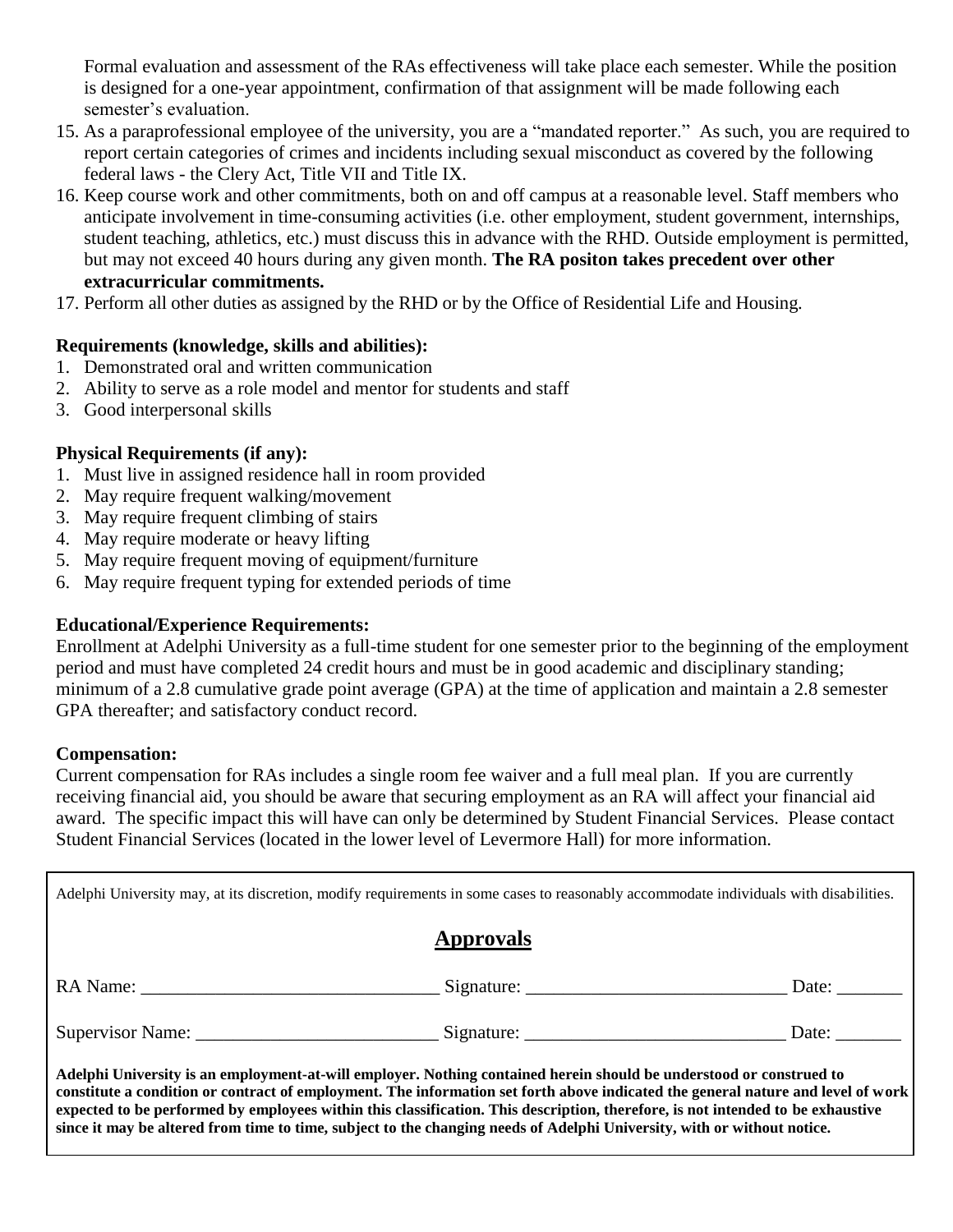Formal evaluation and assessment of the RAs effectiveness will take place each semester. While the position is designed for a one-year appointment, confirmation of that assignment will be made following each semester's evaluation.

15. As a paraprofessional employee of the university, you are a "mandated reporter." As such, you are required to report certain categories of crimes and incidents including sexual misconduct as covered by the following federal laws - the Clery Act, Title VII and Title IX.
16. Keep course work and other commitments, both on and off campus at a reasonable level. Staff members who anticipate involvement in time-consuming activities (i.e. other employment, student government, internships, student teaching, athletics, etc.) must discuss this in advance with the RHD. Outside employment is permitted, but may not exceed 40 hours during any given month. **The RA positon takes precedent over other extracurricular commitments.**
17. Perform all other duties as assigned by the RHD or by the Office of Residential Life and Housing.

**Requirements (knowledge, skills and abilities):**

1. Demonstrated oral and written communication
2. Ability to serve as a role model and mentor for students and staff
3. Good interpersonal skills

**Physical Requirements (if any):**

1. Must live in assigned residence hall in room provided
2. May require frequent walking/movement
3. May require frequent climbing of stairs
4. May require moderate or heavy lifting
5. May require frequent moving of equipment/furniture
6. May require frequent typing for extended periods of time

**Educational/Experience Requirements:**

Enrollment at Adelphi University as a full-time student for one semester prior to the beginning of the employment period and must have completed 24 credit hours and must be in good academic and disciplinary standing; minimum of a 2.8 cumulative grade point average (GPA) at the time of application and maintain a 2.8 semester GPA thereafter; and satisfactory conduct record.

**Compensation:**

Current compensation for RAs includes a single room fee waiver and a full meal plan. If you are currently receiving financial aid, you should be aware that securing employment as an RA will affect your financial aid award. The specific impact this will have can only be determined by Student Financial Services. Please contact Student Financial Services (located in the lower level of Levermore Hall) for more information.

Adelphi University may, at its discretion, modify requirements in some cases to reasonably accommodate individuals with disabilities.

## Approvals

RA Name: ________________________________ Signature: ____________________________ Date: _______

Supervisor Name: __________________________ Signature: ____________________________ Date: _______

**Adelphi University is an employment-at-will employer. Nothing contained herein should be understood or construed to constitute a condition or contract of employment. The information set forth above indicated the general nature and level of work expected to be performed by employees within this classification. This description, therefore, is not intended to be exhaustive since it may be altered from time to time, subject to the changing needs of Adelphi University, with or without notice.**